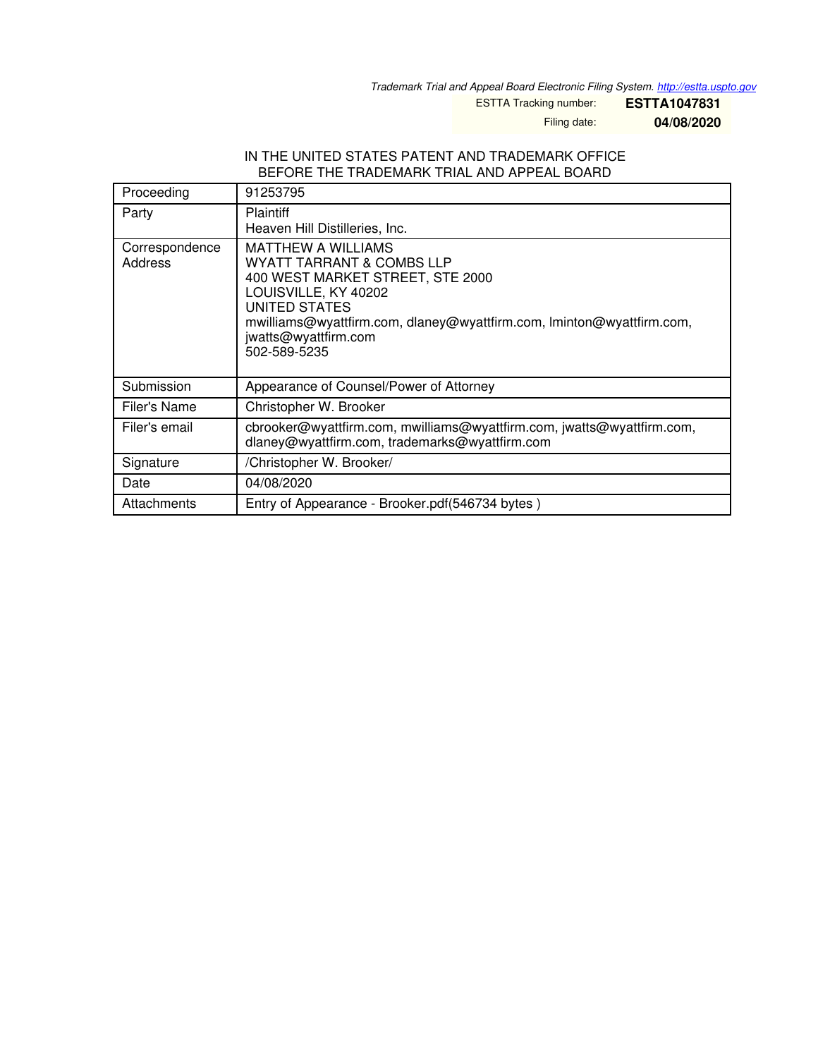*Trademark Trial and Appeal Board Electronic Filing System. http://estta.uspto.gov*

ESTTA Tracking number: **ESTTA1047831**

Filing date: **04/08/2020**

IN THE UNITED STATES PATENT AND TRADEMARK OFFICE
BEFORE THE TRADEMARK TRIAL AND APPEAL BOARD

| Proceeding | 91253795 |
|---|---|
| Party | Plaintiff<br>Heaven Hill Distilleries, Inc. |
| Correspondence Address | MATTHEW A WILLIAMS<br>WYATT TARRANT & COMBS LLP<br>400 WEST MARKET STREET, STE 2000<br>LOUISVILLE, KY 40202<br>UNITED STATES<br>mwilliams@wyattfirm.com, dlaney@wyattfirm.com, lminton@wyattfirm.com, jwatts@wyattfirm.com<br>502-589-5235 |
| Submission | Appearance of Counsel/Power of Attorney |
| Filer's Name | Christopher W. Brooker |
| Filer's email | cbrooker@wyattfirm.com, mwilliams@wyattfirm.com, jwatts@wyattfirm.com, dlaney@wyattfirm.com, trademarks@wyattfirm.com |
| Signature | /Christopher W. Brooker/ |
| Date | 04/08/2020 |
| Attachments | Entry of Appearance - Brooker.pdf(546734 bytes ) |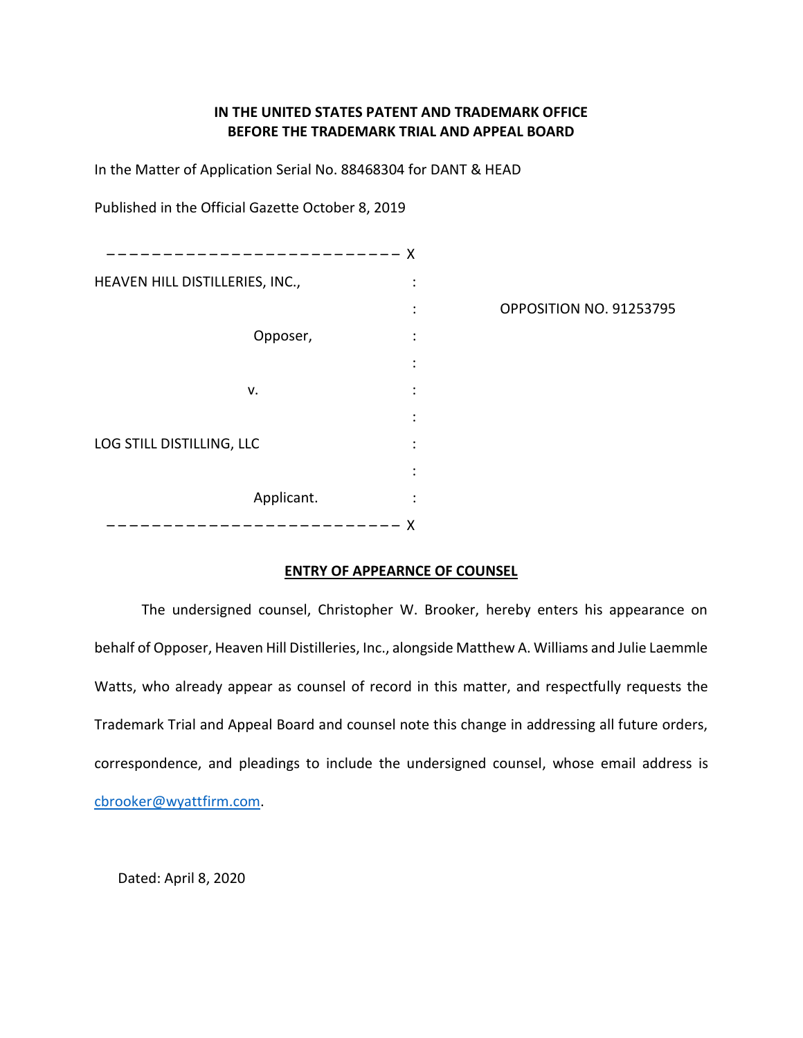**IN THE UNITED STATES PATENT AND TRADEMARK OFFICE**
**BEFORE THE TRADEMARK TRIAL AND APPEAL BOARD**

In the Matter of Application Serial No. 88468304 for DANT & HEAD

Published in the Official Gazette October 8, 2019

```
– – – – – – – – – – – – – – – – – – – – – – – – – – X
HEAVEN HILL DISTILLERIES, INC.,                    :
                                                   :     OPPOSITION NO. 91253795
                    Opposer,                       :
                                                   :
              v.                                   :
                                                   :
LOG STILL DISTILLING, LLC                          :
                                                   :
                    Applicant.                     :
– – – – – – – – – – – – – – – – – – – – – – – – – – X
```

**ENTRY OF APPEARNCE OF COUNSEL**

The undersigned counsel, Christopher W. Brooker, hereby enters his appearance on behalf of Opposer, Heaven Hill Distilleries, Inc., alongside Matthew A. Williams and Julie Laemmle Watts, who already appear as counsel of record in this matter, and respectfully requests the Trademark Trial and Appeal Board and counsel note this change in addressing all future orders, correspondence, and pleadings to include the undersigned counsel, whose email address is cbrooker@wyattfirm.com.

Dated: April 8, 2020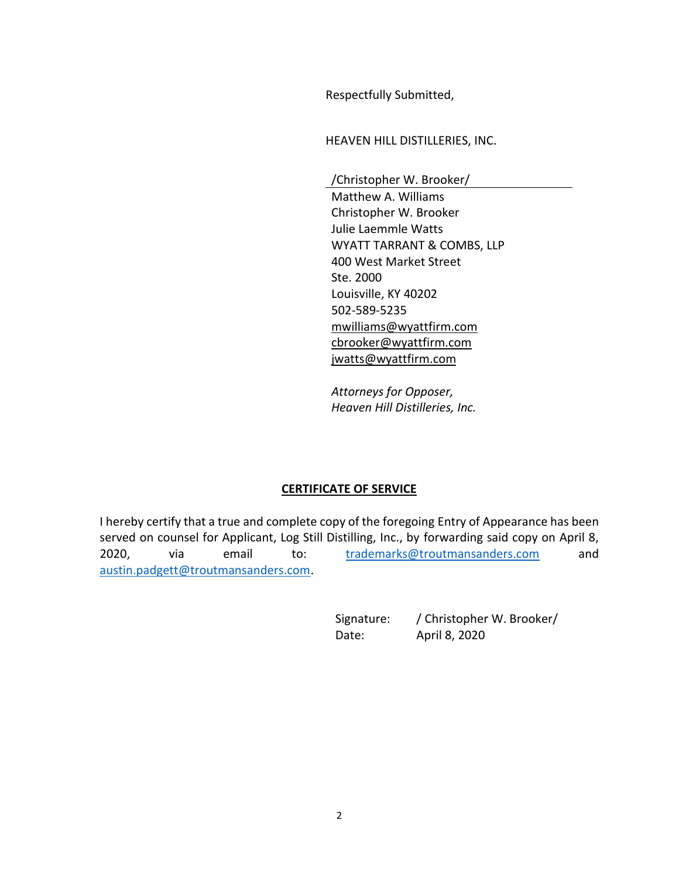Respectfully Submitted,

HEAVEN HILL DISTILLERIES, INC.

/Christopher W. Brooker/
Matthew A. Williams
Christopher W. Brooker
Julie Laemmle Watts
WYATT TARRANT & COMBS, LLP
400 West Market Street
Ste. 2000
Louisville, KY 40202
502-589-5235
mwilliams@wyattfirm.com
cbrooker@wyattfirm.com
jwatts@wyattfirm.com

*Attorneys for Opposer,*
*Heaven Hill Distilleries, Inc.*

## CERTIFICATE OF SERVICE

I hereby certify that a true and complete copy of the foregoing Entry of Appearance has been served on counsel for Applicant, Log Still Distilling, Inc., by forwarding said copy on April 8, 2020, via email to: trademarks@troutmansanders.com and austin.padgett@troutmansanders.com.

Signature: / Christopher W. Brooker/
Date: April 8, 2020